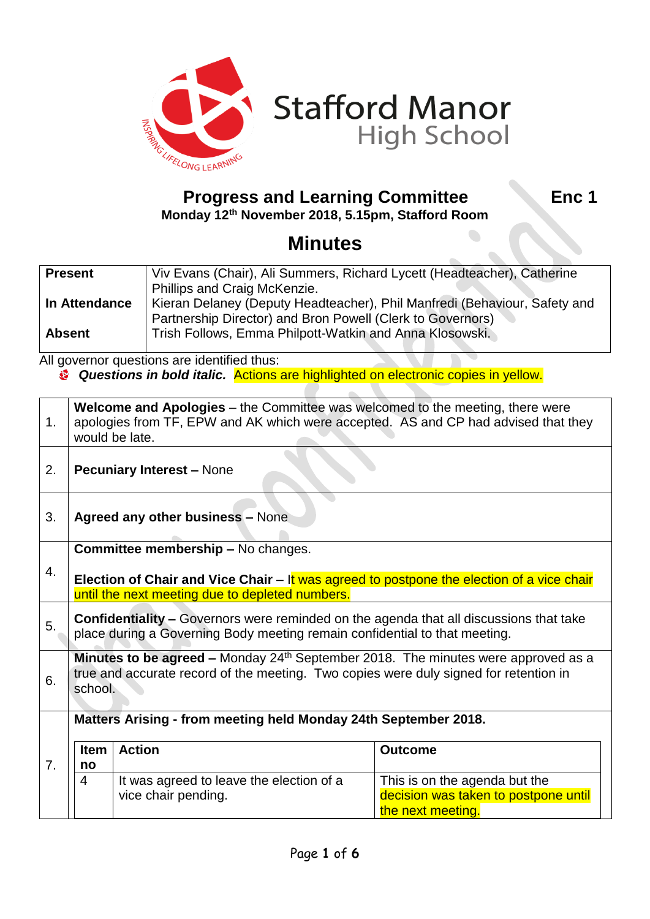Stafford Manor High School

INSPIRING LIFELONG LEARNING

## Progress and Learning Committee

**Enc 1**

**Monday 12th November 2018, 5.15pm, Stafford Room**

# Minutes

| | |
|---|---|
| **Present** | Viv Evans (Chair), Ali Summers, Richard Lycett (Headteacher), Catherine Phillips and Craig McKenzie. |
| **In Attendance** | Kieran Delaney (Deputy Headteacher), Phil Manfredi (Behaviour, Safety and Partnership Director) and Bron Powell (Clerk to Governors) |
| **Absent** | Trish Follows, Emma Philpott-Watkin and Anna Klosowski. |

All governor questions are identified thus:

- ***Questions in bold italic.*** Actions are highlighted on electronic copies in yellow.

| | |
|---|---|
| 1. | **Welcome and Apologies** – the Committee was welcomed to the meeting, there were apologies from TF, EPW and AK which were accepted. AS and CP had advised that they would be late. |
| 2. | **Pecuniary Interest –** None |
| 3. | **Agreed any other business –** None |
| 4. | **Committee membership –** No changes.<br><br>**Election of Chair and Vice Chair** – It was agreed to postpone the election of a vice chair until the next meeting due to depleted numbers. |
| 5. | **Confidentiality –** Governors were reminded on the agenda that all discussions that take place during a Governing Body meeting remain confidential to that meeting. |
| 6. | **Minutes to be agreed –** Monday 24th September 2018. The minutes were approved as a true and accurate record of the meeting. Two copies were duly signed for retention in school. |
| 7. | **Matters Arising - from meeting held Monday 24th September 2018.** |

| Item no | Action | Outcome |
|---|---|---|
| 4 | It was agreed to leave the election of a vice chair pending. | This is on the agenda but the decision was taken to postpone until the next meeting. |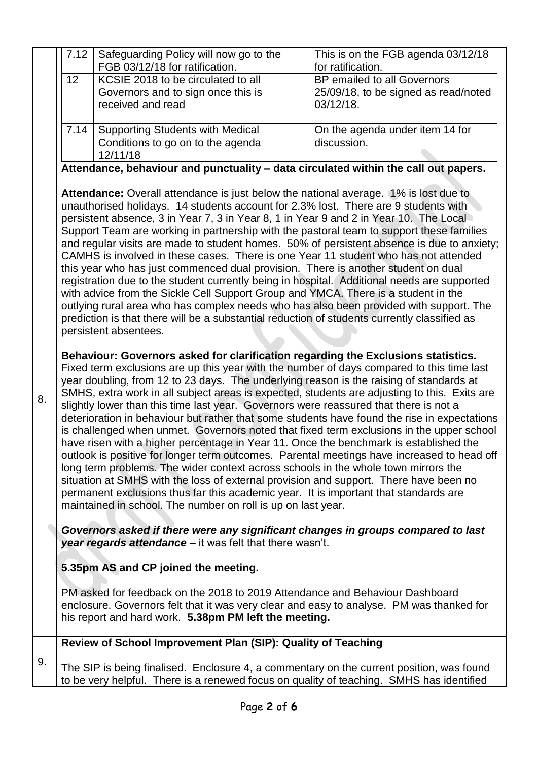| | | | |
|---|---|---|---|
| | 7.12 | Safeguarding Policy will now go to the FGB 03/12/18 for ratification. | This is on the FGB agenda 03/12/18 for ratification. |
| | 12 | KCSIE 2018 to be circulated to all Governors and to sign once this is received and read | BP emailed to all Governors 25/09/18, to be signed as read/noted 03/12/18. |
| | 7.14 | Supporting Students with Medical Conditions to go on to the agenda 12/11/18 | On the agenda under item 14 for discussion. |

**8.**

**Attendance, behaviour and punctuality – data circulated within the call out papers.**

**Attendance:** Overall attendance is just below the national average. 1% is lost due to unauthorised holidays. 14 students account for 2.3% lost. There are 9 students with persistent absence, 3 in Year 7, 3 in Year 8, 1 in Year 9 and 2 in Year 10. The Local Support Team are working in partnership with the pastoral team to support these families and regular visits are made to student homes. 50% of persistent absence is due to anxiety; CAMHS is involved in these cases. There is one Year 11 student who has not attended this year who has just commenced dual provision. There is another student on dual registration due to the student currently being in hospital. Additional needs are supported with advice from the Sickle Cell Support Group and YMCA. There is a student in the outlying rural area who has complex needs who has also been provided with support. The prediction is that there will be a substantial reduction of students currently classified as persistent absentees.

**Behaviour: Governors asked for clarification regarding the Exclusions statistics.** Fixed term exclusions are up this year with the number of days compared to this time last year doubling, from 12 to 23 days. The underlying reason is the raising of standards at SMHS, extra work in all subject areas is expected, students are adjusting to this. Exits are slightly lower than this time last year. Governors were reassured that there is not a deterioration in behaviour but rather that some students have found the rise in expectations is challenged when unmet. Governors noted that fixed term exclusions in the upper school have risen with a higher percentage in Year 11. Once the benchmark is established the outlook is positive for longer term outcomes. Parental meetings have increased to head off long term problems. The wider context across schools in the whole town mirrors the situation at SMHS with the loss of external provision and support. There have been no permanent exclusions thus far this academic year. It is important that standards are maintained in school. The number on roll is up on last year.

***Governors asked if there were any significant changes in groups compared to last year regards attendance*** **–** it was felt that there wasn't.

**5.35pm AS and CP joined the meeting.**

PM asked for feedback on the 2018 to 2019 Attendance and Behaviour Dashboard enclosure. Governors felt that it was very clear and easy to analyse. PM was thanked for his report and hard work. **5.38pm PM left the meeting.**

**9.**

**Review of School Improvement Plan (SIP): Quality of Teaching**

The SIP is being finalised. Enclosure 4, a commentary on the current position, was found to be very helpful. There is a renewed focus on quality of teaching. SMHS has identified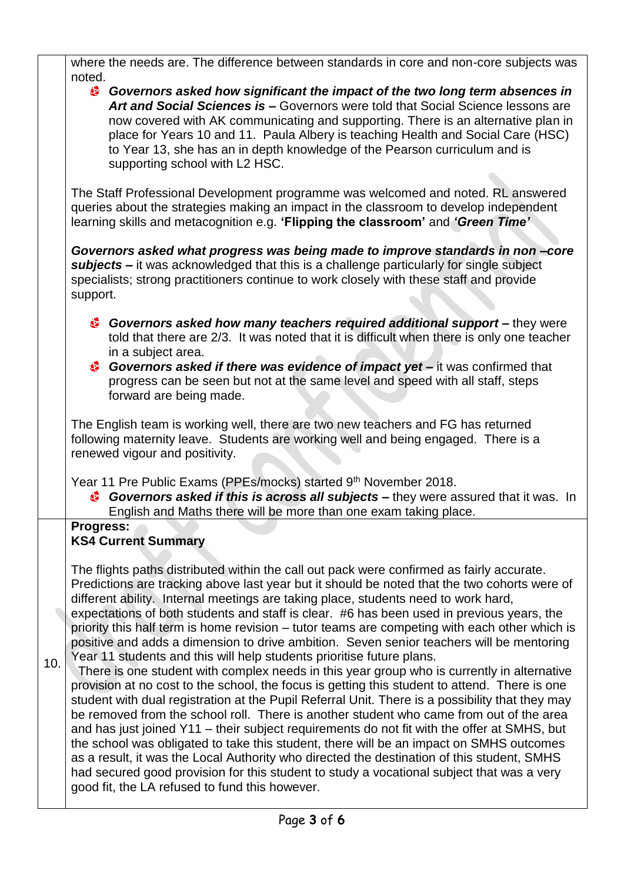where the needs are. The difference between standards in core and non-core subjects was noted.

- ***Governors asked how significant the impact of the two long term absences in Art and Social Sciences is –*** Governors were told that Social Science lessons are now covered with AK communicating and supporting. There is an alternative plan in place for Years 10 and 11. Paula Albery is teaching Health and Social Care (HSC) to Year 13, she has an in depth knowledge of the Pearson curriculum and is supporting school with L2 HSC.

The Staff Professional Development programme was welcomed and noted. RL answered queries about the strategies making an impact in the classroom to develop independent learning skills and metacognition e.g. **'Flipping the classroom'** and ***'Green Time'***

***Governors asked what progress was being made to improve standards in non –core subjects –*** it was acknowledged that this is a challenge particularly for single subject specialists; strong practitioners continue to work closely with these staff and provide support.

- ***Governors asked how many teachers required additional support –*** they were told that there are 2/3. It was noted that it is difficult when there is only one teacher in a subject area.
- ***Governors asked if there was evidence of impact yet –*** it was confirmed that progress can be seen but not at the same level and speed with all staff, steps forward are being made.

The English team is working well, there are two new teachers and FG has returned following maternity leave. Students are working well and being engaged. There is a renewed vigour and positivity.

Year 11 Pre Public Exams (PPEs/mocks) started 9th November 2018.

- ***Governors asked if this is across all subjects –*** they were assured that it was. In English and Maths there will be more than one exam taking place.

10.

**Progress:**
**KS4 Current Summary**

The flights paths distributed within the call out pack were confirmed as fairly accurate. Predictions are tracking above last year but it should be noted that the two cohorts were of different ability. Internal meetings are taking place, students need to work hard, expectations of both students and staff is clear. #6 has been used in previous years, the priority this half term is home revision – tutor teams are competing with each other which is positive and adds a dimension to drive ambition. Seven senior teachers will be mentoring Year 11 students and this will help students prioritise future plans.

There is one student with complex needs in this year group who is currently in alternative provision at no cost to the school, the focus is getting this student to attend. There is one student with dual registration at the Pupil Referral Unit. There is a possibility that they may be removed from the school roll. There is another student who came from out of the area and has just joined Y11 – their subject requirements do not fit with the offer at SMHS, but the school was obligated to take this student, there will be an impact on SMHS outcomes as a result, it was the Local Authority who directed the destination of this student, SMHS had secured good provision for this student to study a vocational subject that was a very good fit, the LA refused to fund this however.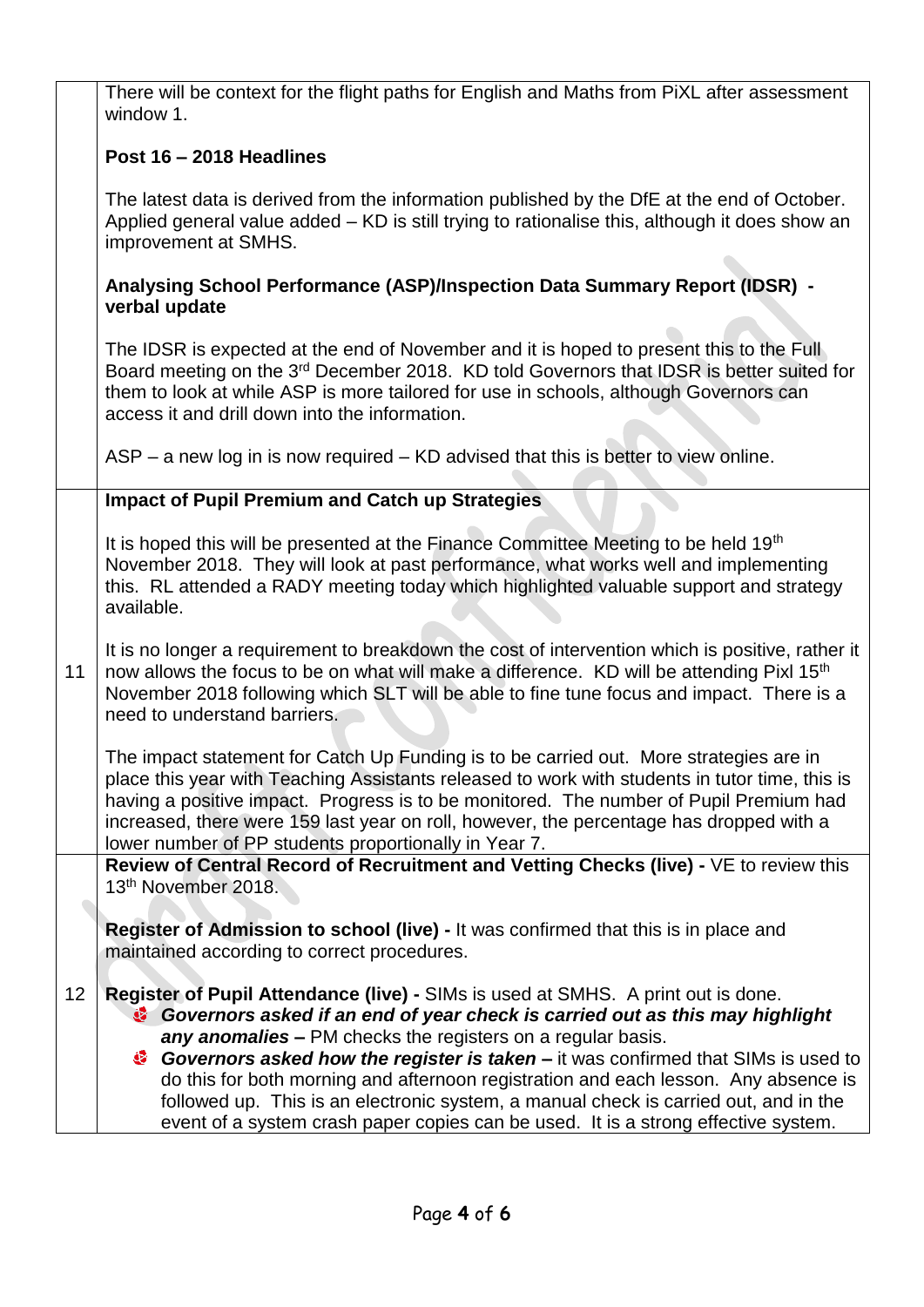| | |
|---|---|
| | There will be context for the flight paths for English and Maths from PiXL after assessment window 1.<br><br>**Post 16 – 2018 Headlines**<br><br>The latest data is derived from the information published by the DfE at the end of October. Applied general value added – KD is still trying to rationalise this, although it does show an improvement at SMHS.<br><br>**Analysing School Performance (ASP)/Inspection Data Summary Report (IDSR) - verbal update**<br><br>The IDSR is expected at the end of November and it is hoped to present this to the Full Board meeting on the 3rd December 2018. KD told Governors that IDSR is better suited for them to look at while ASP is more tailored for use in schools, although Governors can access it and drill down into the information.<br><br>ASP – a new log in is now required – KD advised that this is better to view online. |
| 11 | **Impact of Pupil Premium and Catch up Strategies**<br><br>It is hoped this will be presented at the Finance Committee Meeting to be held 19th November 2018. They will look at past performance, what works well and implementing this. RL attended a RADY meeting today which highlighted valuable support and strategy available.<br><br>It is no longer a requirement to breakdown the cost of intervention which is positive, rather it now allows the focus to be on what will make a difference. KD will be attending Pixl 15th November 2018 following which SLT will be able to fine tune focus and impact. There is a need to understand barriers.<br><br>The impact statement for Catch Up Funding is to be carried out. More strategies are in place this year with Teaching Assistants released to work with students in tutor time, this is having a positive impact. Progress is to be monitored. The number of Pupil Premium had increased, there were 159 last year on roll, however, the percentage has dropped with a lower number of PP students proportionally in Year 7. |
| 12 | **Review of Central Record of Recruitment and Vetting Checks (live) -** VE to review this 13th November 2018.<br><br>**Register of Admission to school (live) -** It was confirmed that this is in place and maintained according to correct procedures.<br><br>**Register of Pupil Attendance (live) -** SIMs is used at SMHS. A print out is done.<br>• ***Governors asked if an end of year check is carried out as this may highlight any anomalies –*** PM checks the registers on a regular basis.<br>• ***Governors asked how the register is taken –*** it was confirmed that SIMs is used to do this for both morning and afternoon registration and each lesson. Any absence is followed up. This is an electronic system, a manual check is carried out, and in the event of a system crash paper copies can be used. It is a strong effective system. |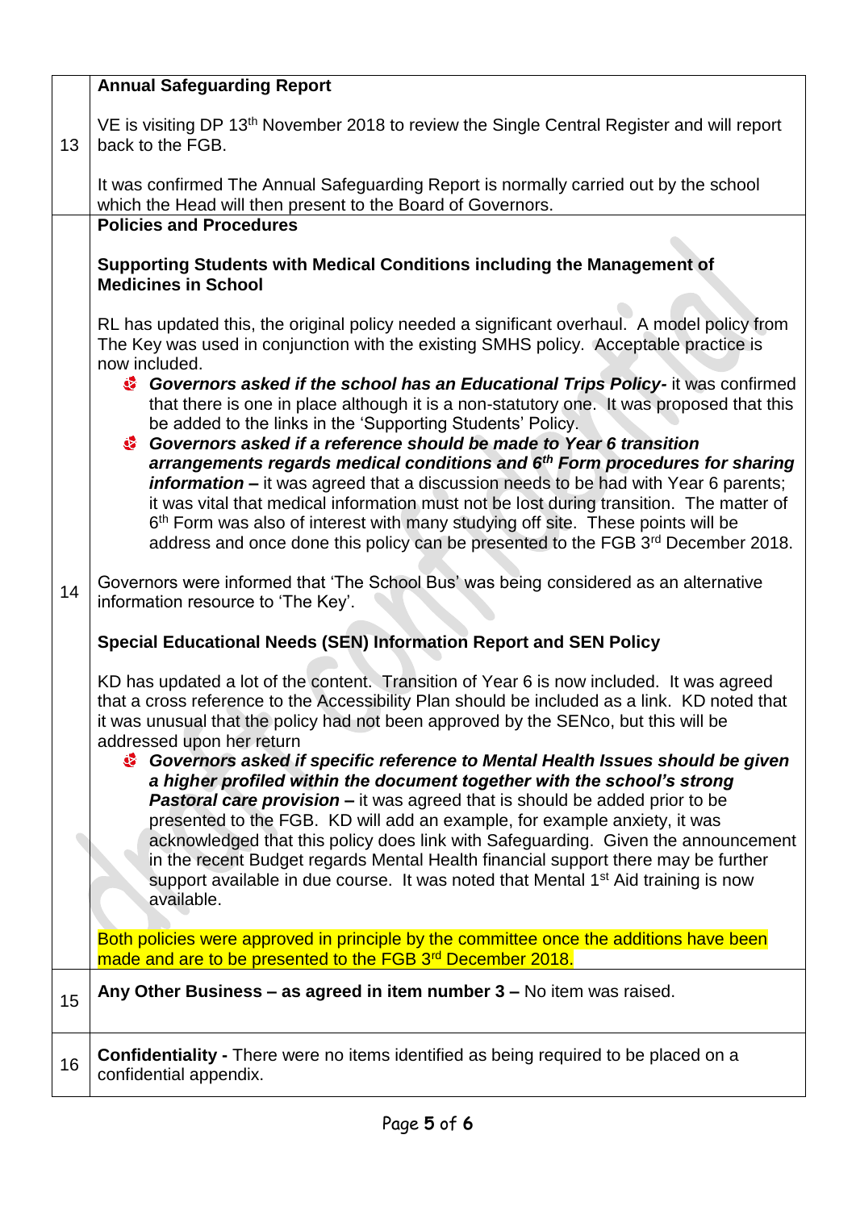| | |
|---|---|
| 13 | **Annual Safeguarding Report**<br><br>VE is visiting DP 13th November 2018 to review the Single Central Register and will report back to the FGB.<br><br>It was confirmed The Annual Safeguarding Report is normally carried out by the school which the Head will then present to the Board of Governors. |
| 14 | **Policies and Procedures**<br><br>**Supporting Students with Medical Conditions including the Management of Medicines in School**<br><br>RL has updated this, the original policy needed a significant overhaul. A model policy from The Key was used in conjunction with the existing SMHS policy. Acceptable practice is now included.<br>- ***Governors asked if the school has an Educational Trips Policy-*** it was confirmed that there is one in place although it is a non-statutory one. It was proposed that this be added to the links in the 'Supporting Students' Policy.<br>- ***Governors asked if a reference should be made to Year 6 transition arrangements regards medical conditions and 6th Form procedures for sharing information –*** it was agreed that a discussion needs to be had with Year 6 parents; it was vital that medical information must not be lost during transition. The matter of 6th Form was also of interest with many studying off site. These points will be address and once done this policy can be presented to the FGB 3rd December 2018.<br><br>Governors were informed that 'The School Bus' was being considered as an alternative information resource to 'The Key'.<br><br>**Special Educational Needs (SEN) Information Report and SEN Policy**<br><br>KD has updated a lot of the content. Transition of Year 6 is now included. It was agreed that a cross reference to the Accessibility Plan should be included as a link. KD noted that it was unusual that the policy had not been approved by the SENco, but this will be addressed upon her return<br>- ***Governors asked if specific reference to Mental Health Issues should be given a higher profiled within the document together with the school's strong Pastoral care provision –*** it was agreed that is should be added prior to be presented to the FGB. KD will add an example, for example anxiety, it was acknowledged that this policy does link with Safeguarding. Given the announcement in the recent Budget regards Mental Health financial support there may be further support available in due course. It was noted that Mental 1st Aid training is now available.<br><br>Both policies were approved in principle by the committee once the additions have been made and are to be presented to the FGB 3rd December 2018. |
| 15 | **Any Other Business – as agreed in item number 3 –** No item was raised. |
| 16 | **Confidentiality -** There were no items identified as being required to be placed on a confidential appendix. |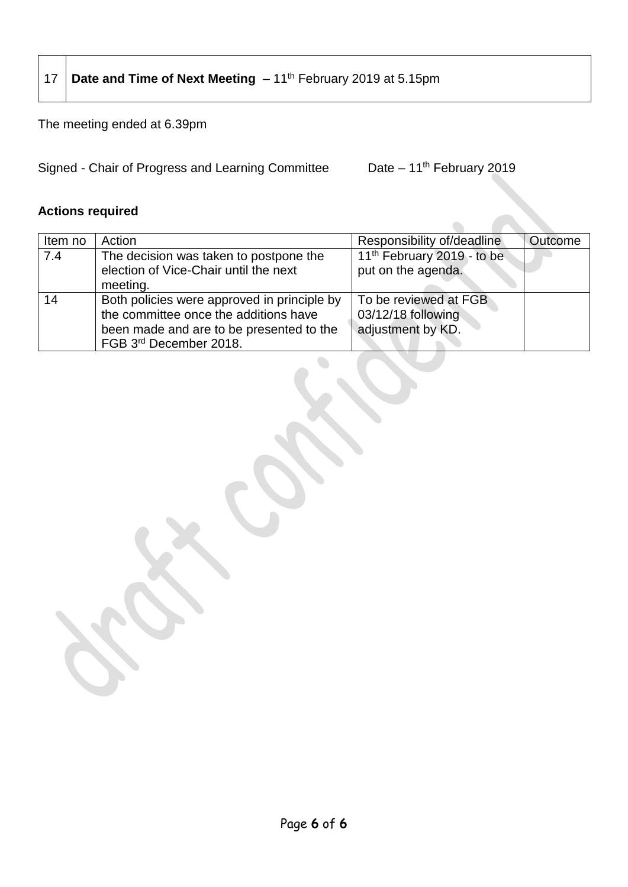| | |
|---|---|
| 17 | **Date and Time of Next Meeting** – 11th February 2019 at 5.15pm |

The meeting ended at 6.39pm

Signed - Chair of Progress and Learning Committee Date – 11th February 2019

**Actions required**

| Item no | Action | Responsibility of/deadline | Outcome |
|---|---|---|---|
| 7.4 | The decision was taken to postpone the election of Vice-Chair until the next meeting. | 11th February 2019 - to be put on the agenda. | |
| 14 | Both policies were approved in principle by the committee once the additions have been made and are to be presented to the FGB 3rd December 2018. | To be reviewed at FGB 03/12/18 following adjustment by KD. | |